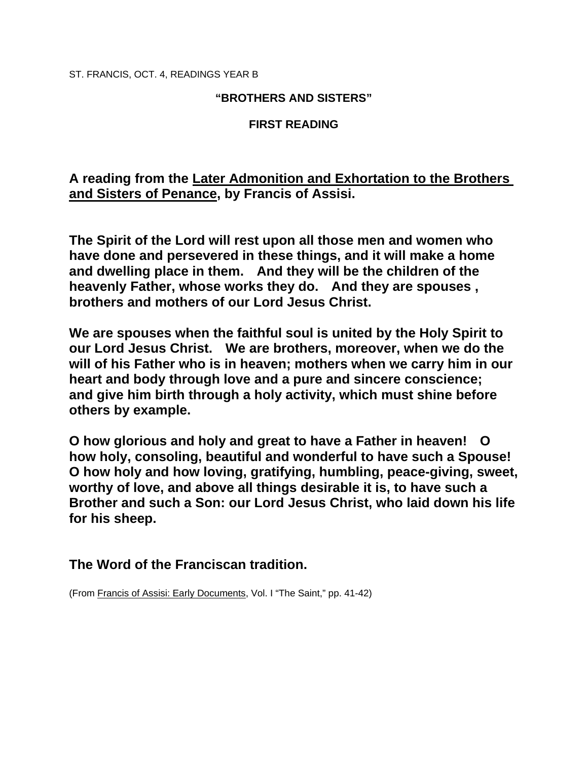ST. FRANCIS, OCT. 4, READINGS YEAR B

**“BROTHERS AND SISTERS”**

**FIRST READING**

**A reading from the Later Admonition and Exhortation to the Brothers and Sisters of Penance, by Francis of Assisi.**

**The Spirit of the Lord will rest upon all those men and women who have done and persevered in these things, and it will make a home and dwelling place in them. And they will be the children of the heavenly Father, whose works they do. And they are spouses , brothers and mothers of our Lord Jesus Christ.**

**We are spouses when the faithful soul is united by the Holy Spirit to our Lord Jesus Christ. We are brothers, moreover, when we do the will of his Father who is in heaven; mothers when we carry him in our heart and body through love and a pure and sincere conscience; and give him birth through a holy activity, which must shine before others by example.**

**O how glorious and holy and great to have a Father in heaven! O how holy, consoling, beautiful and wonderful to have such a Spouse! O how holy and how loving, gratifying, humbling, peace-giving, sweet, worthy of love, and above all things desirable it is, to have such a Brother and such a Son: our Lord Jesus Christ, who laid down his life for his sheep.**

**The Word of the Franciscan tradition.**

(From Francis of Assisi: Early Documents, Vol. I “The Saint,” pp. 41-42)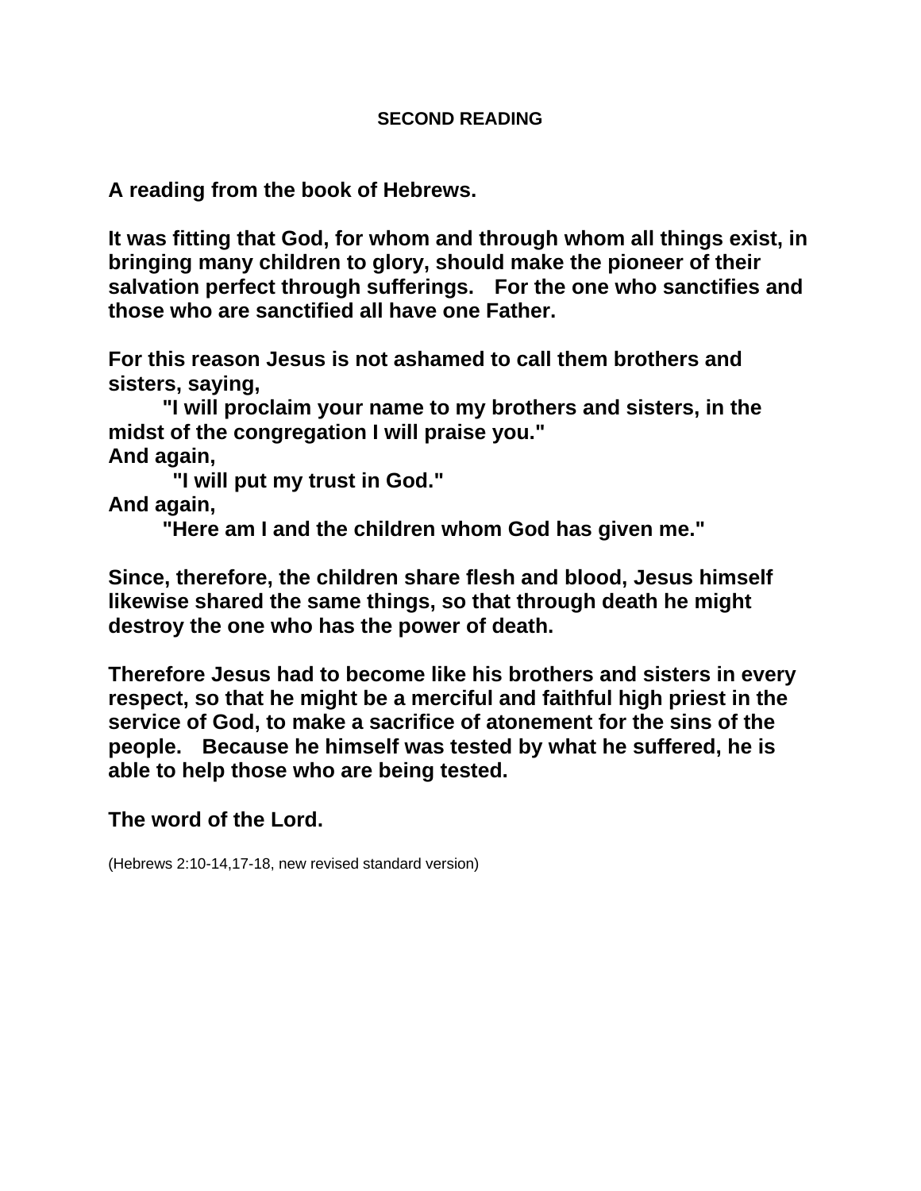**SECOND READING**

**A reading from the book of Hebrews.**

**It was fitting that God, for whom and through whom all things exist, in bringing many children to glory, should make the pioneer of their salvation perfect through sufferings. For the one who sanctifies and those who are sanctified all have one Father.**

**For this reason Jesus is not ashamed to call them brothers and sisters, saying,**
**"I will proclaim your name to my brothers and sisters, in the midst of the congregation I will praise you."**
**And again,**
**"I will put my trust in God."**
**And again,**
**"Here am I and the children whom God has given me."**

**Since, therefore, the children share flesh and blood, Jesus himself likewise shared the same things, so that through death he might destroy the one who has the power of death.**

**Therefore Jesus had to become like his brothers and sisters in every respect, so that he might be a merciful and faithful high priest in the service of God, to make a sacrifice of atonement for the sins of the people. Because he himself was tested by what he suffered, he is able to help those who are being tested.**

**The word of the Lord.**

(Hebrews 2:10-14,17-18, new revised standard version)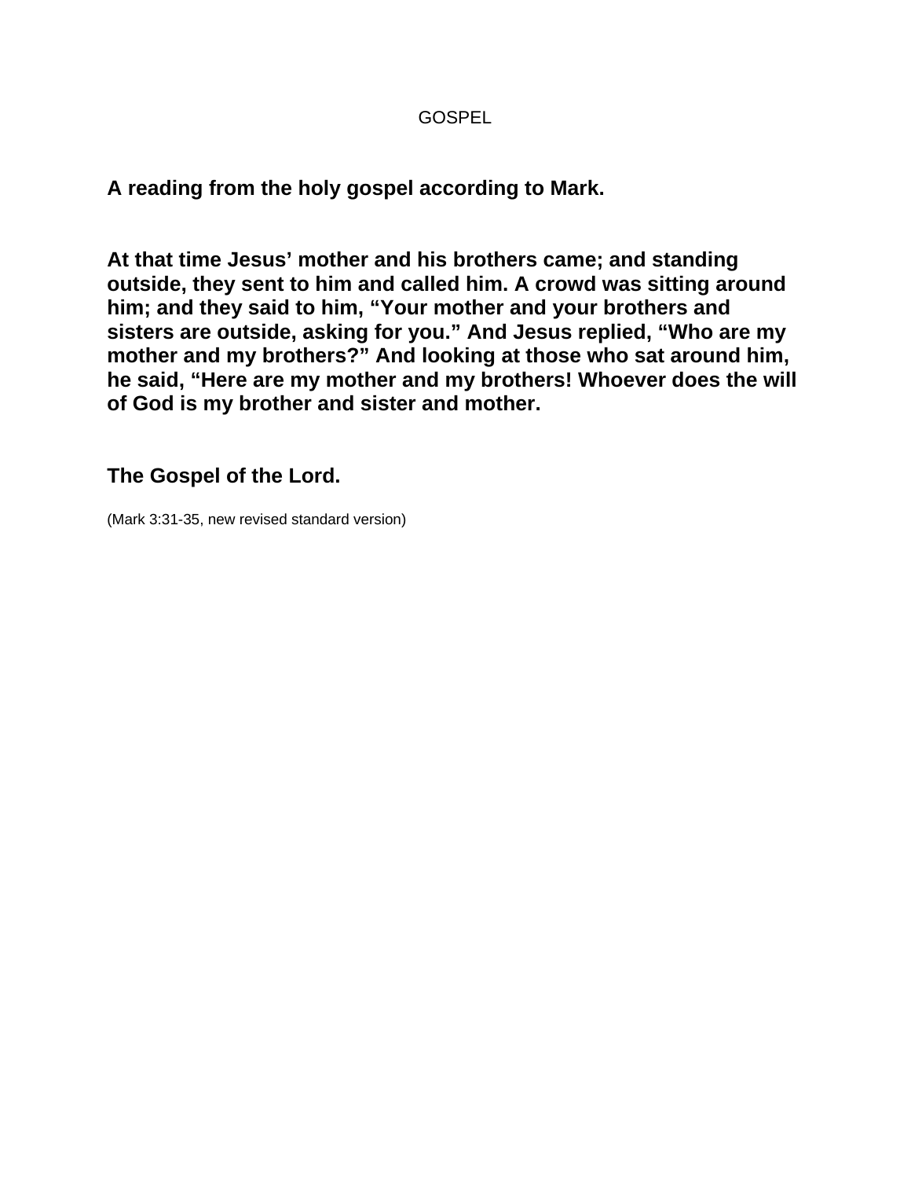GOSPEL

**A reading from the holy gospel according to Mark.**

**At that time Jesus' mother and his brothers came; and standing outside, they sent to him and called him. A crowd was sitting around him; and they said to him, "Your mother and your brothers and sisters are outside, asking for you." And Jesus replied, "Who are my mother and my brothers?" And looking at those who sat around him, he said, "Here are my mother and my brothers! Whoever does the will of God is my brother and sister and mother.**

**The Gospel of the Lord.**

(Mark 3:31-35, new revised standard version)